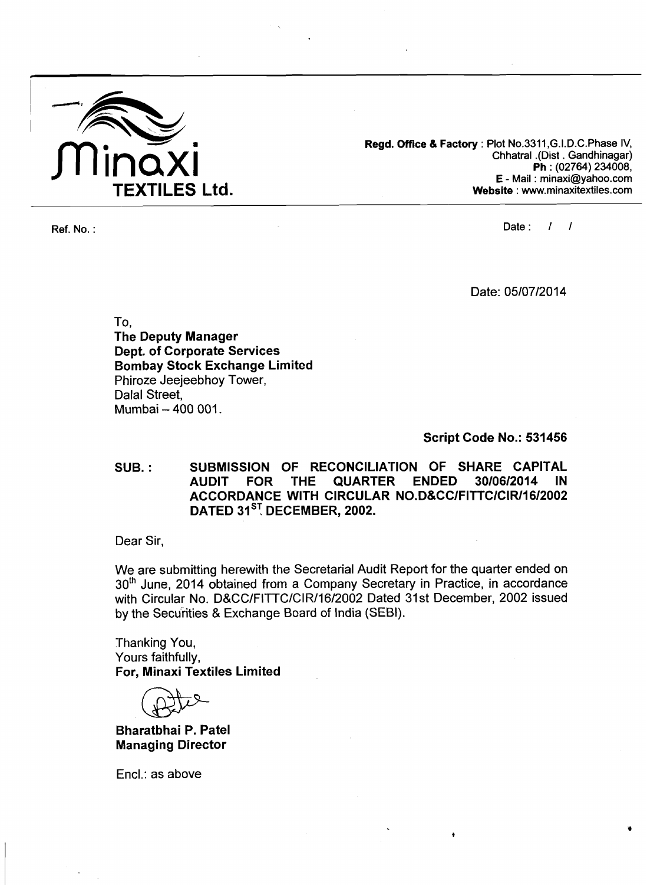**Minaxi TEXTILES Ltd.**

**Regd. Office & Factory** : Plot No.3311,G.I.D.C.Phase IV,
Chhatral .(Dist . Gandhinagar)
**Ph** : (02764) 234008,
**E** - Mail : minaxi@yahoo.com
**Website** : www.minaxitextiles.com

Ref. No. :

Date : / /

Date: 05/07/2014

To,
**The Deputy Manager**
**Dept. of Corporate Services**
**Bombay Stock Exchange Limited**
Phiroze Jeejeebhoy Tower,
Dalal Street,
Mumbai – 400 001.

**Script Code No.: 531456**

**SUB. : SUBMISSION OF RECONCILIATION OF SHARE CAPITAL AUDIT FOR THE QUARTER ENDED 30/06/2014 IN ACCORDANCE WITH CIRCULAR NO.D&CC/FITTC/CIR/16/2002 DATED 31ST DECEMBER, 2002.**

Dear Sir,

We are submitting herewith the Secretarial Audit Report for the quarter ended on 30th June, 2014 obtained from a Company Secretary in Practice, in accordance with Circular No. D&CC/FITTC/CIR/16/2002 Dated 31st December, 2002 issued by the Securities & Exchange Board of India (SEBI).

Thanking You,
Yours faithfully,
**For, Minaxi Textiles Limited**

**Bharatbhai P. Patel**
**Managing Director**

Encl.: as above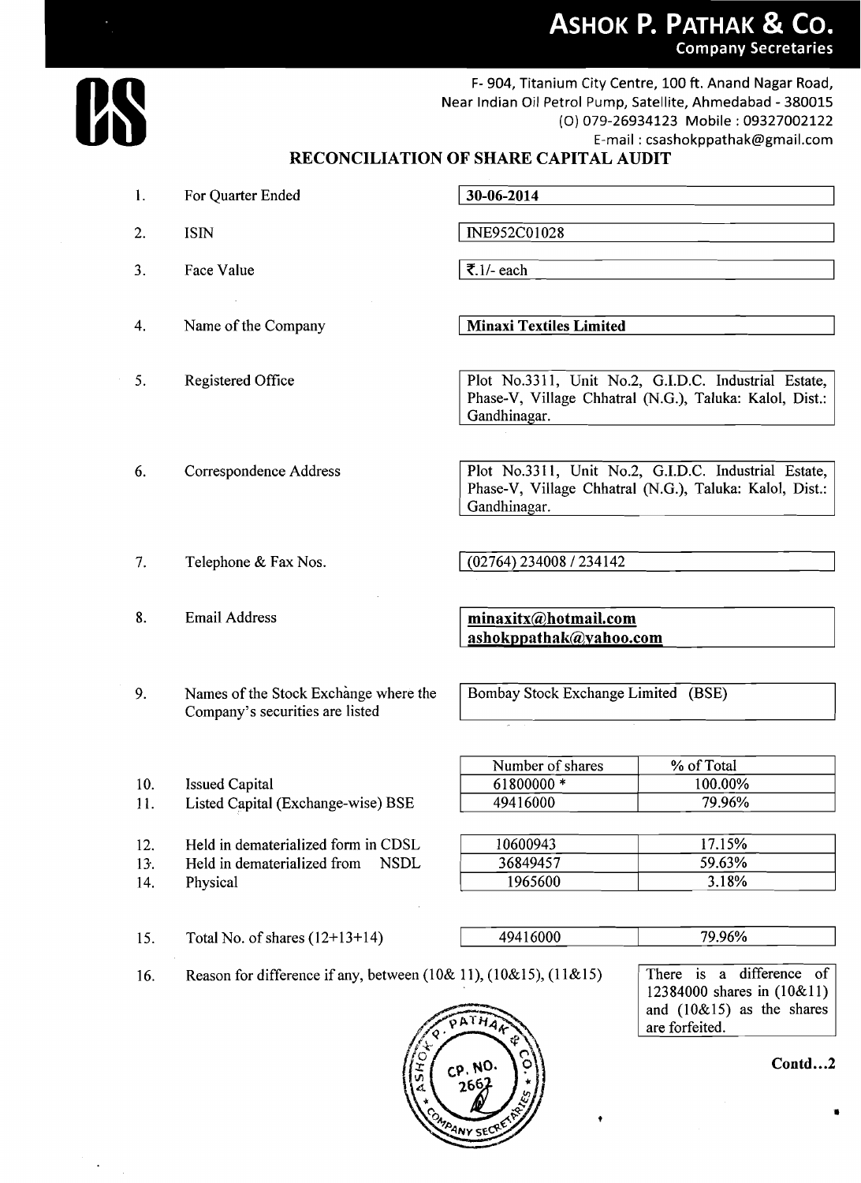# ASHOK P. PATHAK & Co.
**Company Secretaries**

F- 904, Titanium City Centre, 100 ft. Anand Nagar Road,
Near Indian Oil Petrol Pump, Satellite, Ahmedabad - 380015
(O) 079-26934123 Mobile : 09327002122
E-mail : csashokppathak@gmail.com

## RECONCILIATION OF SHARE CAPITAL AUDIT

| | | |
|---|---|---|
| 1. | For Quarter Ended | **30-06-2014** |
| 2. | ISIN | INE952C01028 |
| 3. | Face Value | ₹.1/- each |
| 4. | Name of the Company | **Minaxi Textiles Limited** |
| 5. | Registered Office | Plot No.3311, Unit No.2, G.I.D.C. Industrial Estate, Phase-V, Village Chhatral (N.G.), Taluka: Kalol, Dist.: Gandhinagar. |
| 6. | Correspondence Address | Plot No.3311, Unit No.2, G.I.D.C. Industrial Estate, Phase-V, Village Chhatral (N.G.), Taluka: Kalol, Dist.: Gandhinagar. |
| 7. | Telephone & Fax Nos. | (02764) 234008 / 234142 |
| 8. | Email Address | **minaxitx@hotmail.com** **ashokppathak@yahoo.com** |
| 9. | Names of the Stock Exchange where the Company's securities are listed | Bombay Stock Exchange Limited (BSE) |

| | | Number of shares | % of Total |
|---|---|---|---|
| 10. | Issued Capital | 61800000 * | 100.00% |
| 11. | Listed Capital (Exchange-wise) BSE | 49416000 | 79.96% |
| 12. | Held in dematerialized form in CDSL | 10600943 | 17.15% |
| 13. | Held in dematerialized from NSDL | 36849457 | 59.63% |
| 14. | Physical | 1965600 | 3.18% |
| 15. | Total No. of shares (12+13+14) | 49416000 | 79.96% |

16. Reason for difference if any, between (10& 11), (10&15), (11&15)

There is a difference of 12384000 shares in (10&11) and (10&15) as the shares are forfeited.

**Contd...2**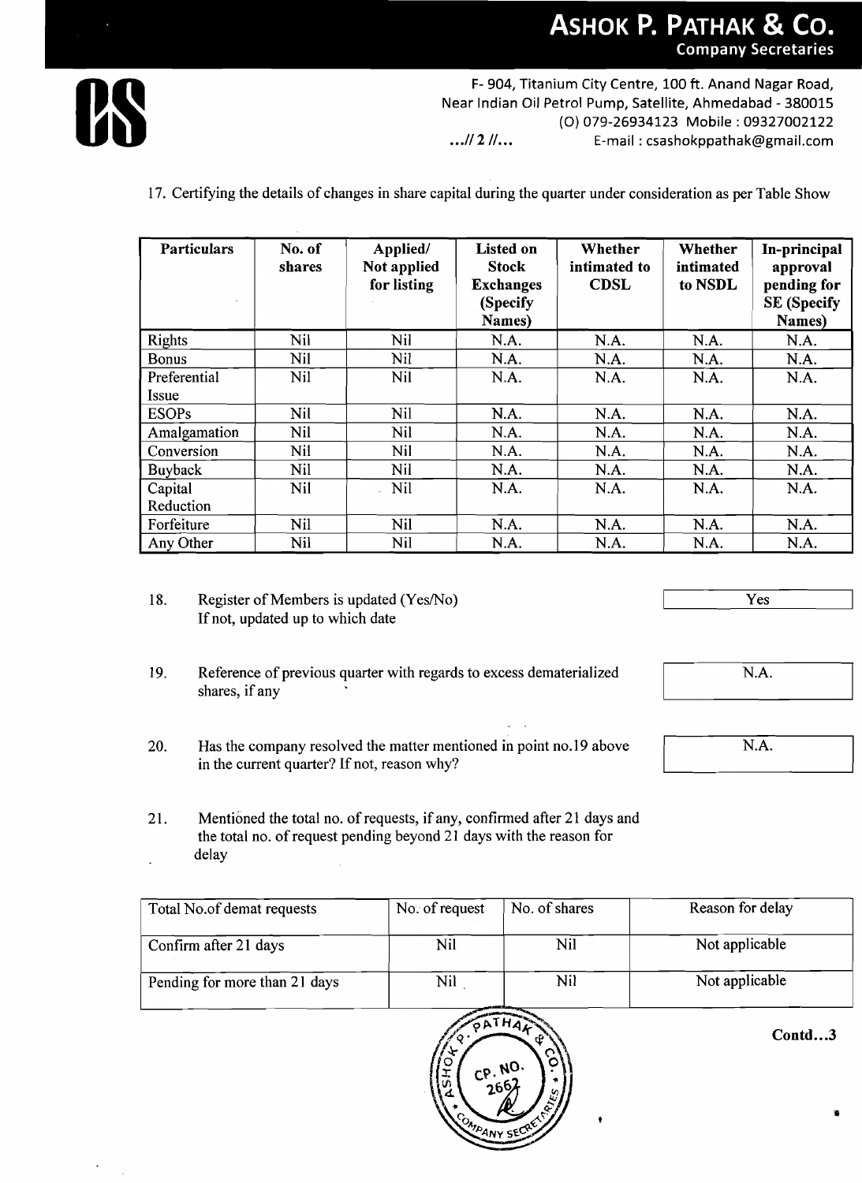# ASHOK P. PATHAK & Co.

**Company Secretaries**

F- 904, Titanium City Centre, 100 ft. Anand Nagar Road, Near Indian Oil Petrol Pump, Satellite, Ahmedabad - 380015
(O) 079-26934123 Mobile : 09327002122
E-mail : csashokppathak@gmail.com

...// 2 //...

17. Certifying the details of changes in share capital during the quarter under consideration as per Table Show

| Particulars | No. of shares | Applied/ Not applied for listing | Listed on Stock Exchanges (Specify Names) | Whether intimated to CDSL | Whether intimated to NSDL | In-principal approval pending for SE (Specify Names) |
|---|---|---|---|---|---|---|
| Rights | Nil | Nil | N.A. | N.A. | N.A. | N.A. |
| Bonus | Nil | Nil | N.A. | N.A. | N.A. | N.A. |
| Preferential Issue | Nil | Nil | N.A. | N.A. | N.A. | N.A. |
| ESOPs | Nil | Nil | N.A. | N.A. | N.A. | N.A. |
| Amalgamation | Nil | Nil | N.A. | N.A. | N.A. | N.A. |
| Conversion | Nil | Nil | N.A. | N.A. | N.A. | N.A. |
| Buyback | Nil | Nil | N.A. | N.A. | N.A. | N.A. |
| Capital Reduction | Nil | Nil | N.A. | N.A. | N.A. | N.A. |
| Forfeiture | Nil | Nil | N.A. | N.A. | N.A. | N.A. |
| Any Other | Nil | Nil | N.A. | N.A. | N.A. | N.A. |

18. Register of Members is updated (Yes/No) If not, updated up to which date — Yes

19. Reference of previous quarter with regards to excess dematerialized shares, if any — N.A.

20. Has the company resolved the matter mentioned in point no.19 above in the current quarter? If not, reason why? — N.A.

21. Mentioned the total no. of requests, if any, confirmed after 21 days and the total no. of request pending beyond 21 days with the reason for delay

| Total No.of demat requests | No. of request | No. of shares | Reason for delay |
|---|---|---|---|
| Confirm after 21 days | Nil | Nil | Not applicable |
| Pending for more than 21 days | Nil | Nil | Not applicable |

Contd...3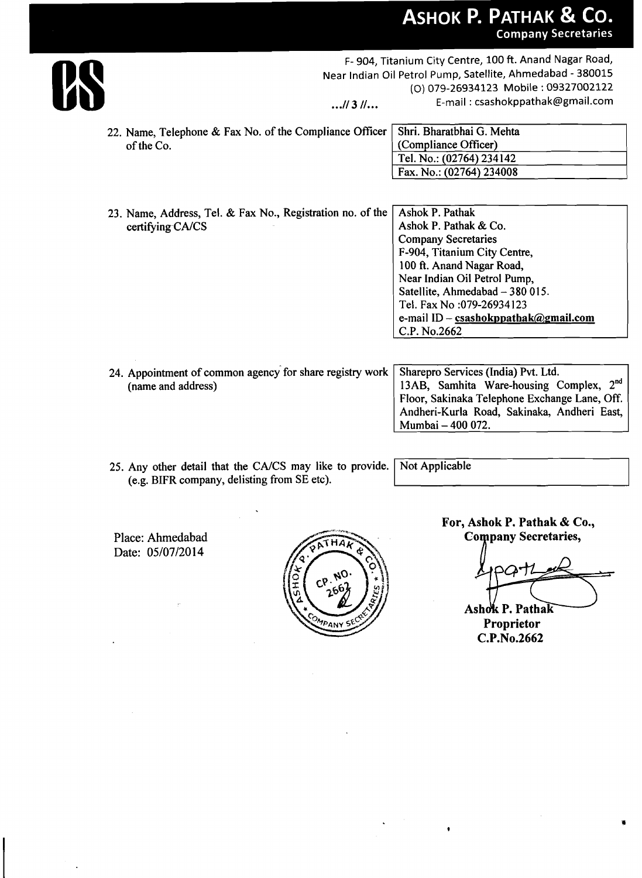**ASHOK P. PATHAK & Co.**
**Company Secretaries**

F- 904, Titanium City Centre, 100 ft. Anand Nagar Road,
Near Indian Oil Petrol Pump, Satellite, Ahmedabad - 380015
(O) 079-26934123 Mobile : 09327002122
E-mail : csashokppathak@gmail.com

...// 3 //...

| | |
|---|---|
| 22. Name, Telephone & Fax No. of the Compliance Officer of the Co. | Shri. Bharatbhai G. Mehta<br>(Compliance Officer)<br>Tel. No.: (02764) 234142<br>Fax. No.: (02764) 234008 |
| 23. Name, Address, Tel. & Fax No., Registration no. of the certifying CA/CS | Ashok P. Pathak<br>Ashok P. Pathak & Co.<br>Company Secretaries<br>F-904, Titanium City Centre,<br>100 ft. Anand Nagar Road,<br>Near Indian Oil Petrol Pump,<br>Satellite, Ahmedabad – 380 015.<br>Tel. Fax No :079-26934123<br>e-mail ID – **csashokppathak@gmail.com**<br>C.P. No.2662 |
| 24. Appointment of common agency for share registry work (name and address) | Sharepro Services (India) Pvt. Ltd.<br>13AB, Samhita Ware-housing Complex, 2nd Floor, Sakinaka Telephone Exchange Lane, Off. Andheri-Kurla Road, Sakinaka, Andheri East, Mumbai – 400 072. |
| 25. Any other detail that the CA/CS may like to provide. (e.g. BIFR company, delisting from SE etc). | Not Applicable |

Place: Ahmedabad
Date: 05/07/2014

**For, Ashok P. Pathak & Co.,**
**Company Secretaries,**

**Ashok P. Pathak**
**Proprietor**
**C.P.No.2662**